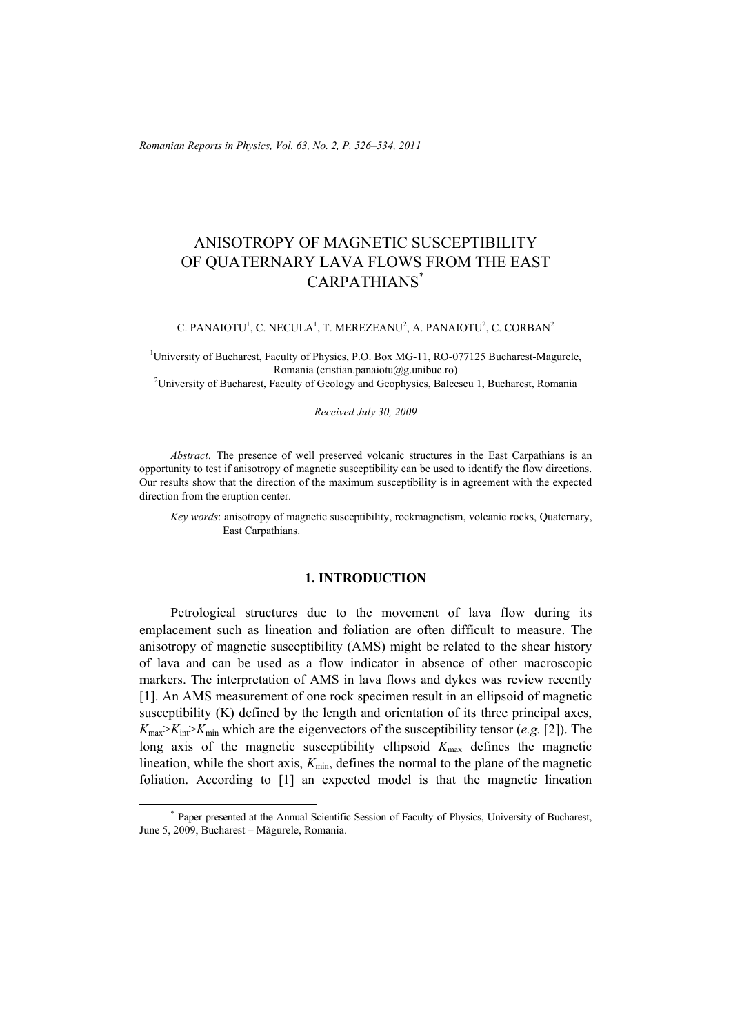# ANISOTROPY OF MAGNETIC SUSCEPTIBILITY OF QUATERNARY LAVA FLOWS FROM THE EAST CARPATHIANS*

C. PANAIOTU[1], C. NECULA[1], T. MEREZEANU[2], A. PANAIOTU[2], C. CORBAN[2]

[1]University of Bucharest, Faculty of Physics, P.O. Box MG-11, RO-077125 Bucharest-Magurele, Romania (cristian.panaiotu@g.unibuc.ro)

[2]University of Bucharest, Faculty of Geology and Geophysics, Balcescu 1, Bucharest, Romania

*Received July 30, 2009*

*Abstract*. The presence of well preserved volcanic structures in the East Carpathians is an opportunity to test if anisotropy of magnetic susceptibility can be used to identify the flow directions. Our results show that the direction of the maximum susceptibility is in agreement with the expected direction from the eruption center.

*Key words*: anisotropy of magnetic susceptibility, rockmagnetism, volcanic rocks, Quaternary, East Carpathians.

## 1. INTRODUCTION

Petrological structures due to the movement of lava flow during its emplacement such as lineation and foliation are often difficult to measure. The anisotropy of magnetic susceptibility (AMS) might be related to the shear history of lava and can be used as a flow indicator in absence of other macroscopic markers. The interpretation of AMS in lava flows and dykes was review recently [1]. An AMS measurement of one rock specimen result in an ellipsoid of magnetic susceptibility (K) defined by the length and orientation of its three principal axes, $K_{max}>K_{int}>K_{min}$ which are the eigenvectors of the susceptibility tensor (*e.g.* [2]). The long axis of the magnetic susceptibility ellipsoid $K_{max}$ defines the magnetic lineation, while the short axis, $K_{min}$, defines the normal to the plane of the magnetic foliation. According to [1] an expected model is that the magnetic lineation

---

\* Paper presented at the Annual Scientific Session of Faculty of Physics, University of Bucharest, June 5, 2009, Bucharest – Măgurele, Romania.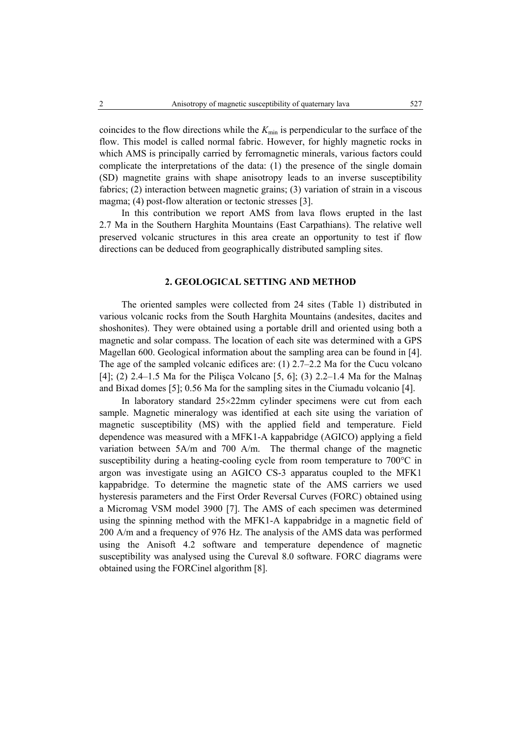coincides to the flow directions while the $K_{min}$ is perpendicular to the surface of the flow. This model is called normal fabric. However, for highly magnetic rocks in which AMS is principally carried by ferromagnetic minerals, various factors could complicate the interpretations of the data: (1) the presence of the single domain (SD) magnetite grains with shape anisotropy leads to an inverse susceptibility fabrics; (2) interaction between magnetic grains; (3) variation of strain in a viscous magma; (4) post-flow alteration or tectonic stresses [3].

In this contribution we report AMS from lava flows erupted in the last 2.7 Ma in the Southern Harghita Mountains (East Carpathians). The relative well preserved volcanic structures in this area create an opportunity to test if flow directions can be deduced from geographically distributed sampling sites.

## 2. GEOLOGICAL SETTING AND METHOD

The oriented samples were collected from 24 sites (Table 1) distributed in various volcanic rocks from the South Harghita Mountains (andesites, dacites and shoshonites). They were obtained using a portable drill and oriented using both a magnetic and solar compass. The location of each site was determined with a GPS Magellan 600. Geological information about the sampling area can be found in [4]. The age of the sampled volcanic edifices are: (1) 2.7–2.2 Ma for the Cucu volcano [4]; (2) 2.4–1.5 Ma for the Pilişca Volcano [5, 6]; (3) 2.2–1.4 Ma for the Malnaş and Bixad domes [5]; 0.56 Ma for the sampling sites in the Ciumadu volcanio [4].

In laboratory standard 25×22mm cylinder specimens were cut from each sample. Magnetic mineralogy was identified at each site using the variation of magnetic susceptibility (MS) with the applied field and temperature. Field dependence was measured with a MFK1-A kappabridge (AGICO) applying a field variation between 5A/m and 700 A/m. The thermal change of the magnetic susceptibility during a heating-cooling cycle from room temperature to 700°C in argon was investigate using an AGICO CS-3 apparatus coupled to the MFK1 kappabridge. To determine the magnetic state of the AMS carriers we used hysteresis parameters and the First Order Reversal Curves (FORC) obtained using a Micromag VSM model 3900 [7]. The AMS of each specimen was determined using the spinning method with the MFK1-A kappabridge in a magnetic field of 200 A/m and a frequency of 976 Hz. The analysis of the AMS data was performed using the Anisoft 4.2 software and temperature dependence of magnetic susceptibility was analysed using the Cureval 8.0 software. FORC diagrams were obtained using the FORCinel algorithm [8].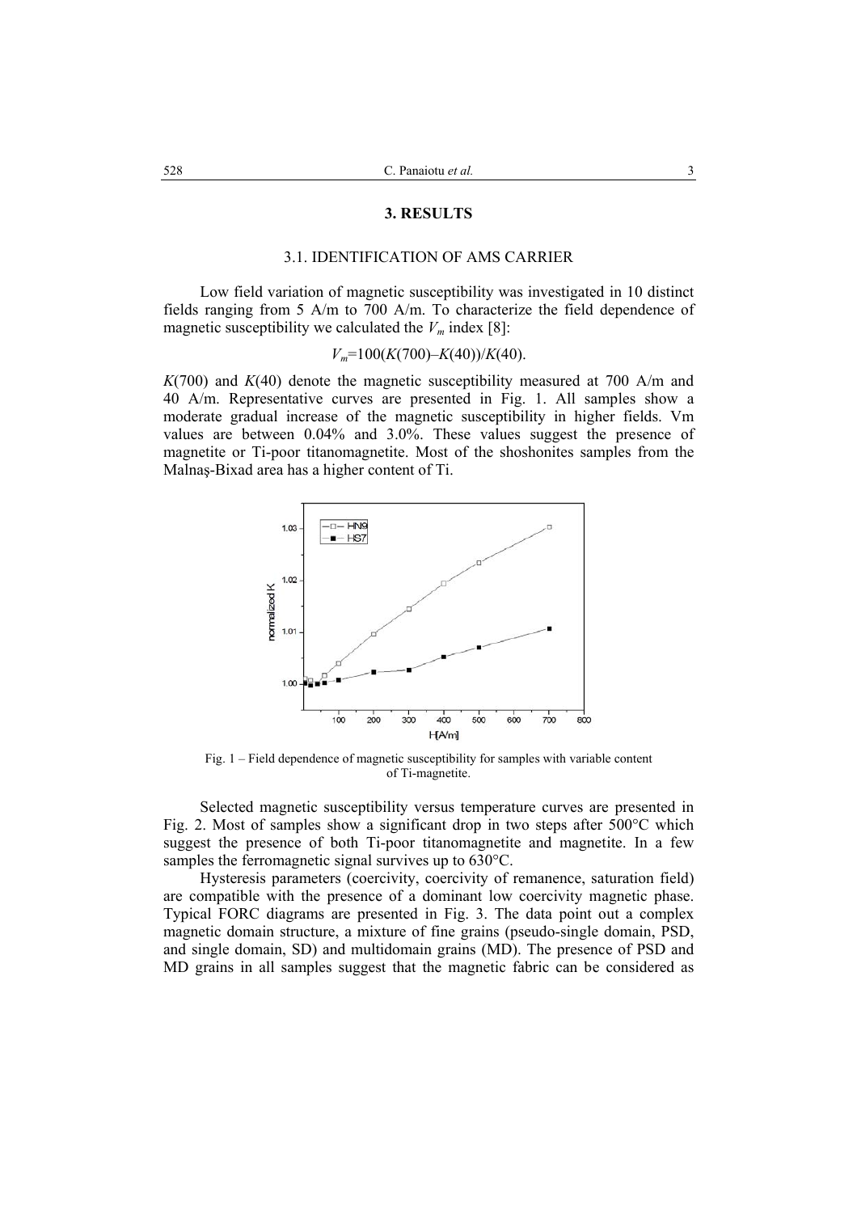## 3. RESULTS

### 3.1. IDENTIFICATION OF AMS CARRIER

Low field variation of magnetic susceptibility was investigated in 10 distinct fields ranging from 5 A/m to 700 A/m. To characterize the field dependence of magnetic susceptibility we calculated the $V_m$ index [8]:

$$V_m=100(K(700)–K(40))/K(40).$$

$K(700)$ and $K(40)$ denote the magnetic susceptibility measured at 700 A/m and 40 A/m. Representative curves are presented in Fig. 1. All samples show a moderate gradual increase of the magnetic susceptibility in higher fields. Vm values are between 0.04% and 3.0%. These values suggest the presence of magnetite or Ti-poor titanomagnetite. Most of the shoshonites samples from the Malnaș-Bixad area has a higher content of Ti.

Fig. 1 – Field dependence of magnetic susceptibility for samples with variable content of Ti-magnetite.

Selected magnetic susceptibility versus temperature curves are presented in Fig. 2. Most of samples show a significant drop in two steps after 500°C which suggest the presence of both Ti-poor titanomagnetite and magnetite. In a few samples the ferromagnetic signal survives up to 630°C.

Hysteresis parameters (coercivity, coercivity of remanence, saturation field) are compatible with the presence of a dominant low coercivity magnetic phase. Typical FORC diagrams are presented in Fig. 3. The data point out a complex magnetic domain structure, a mixture of fine grains (pseudo-single domain, PSD, and single domain, SD) and multidomain grains (MD). The presence of PSD and MD grains in all samples suggest that the magnetic fabric can be considered as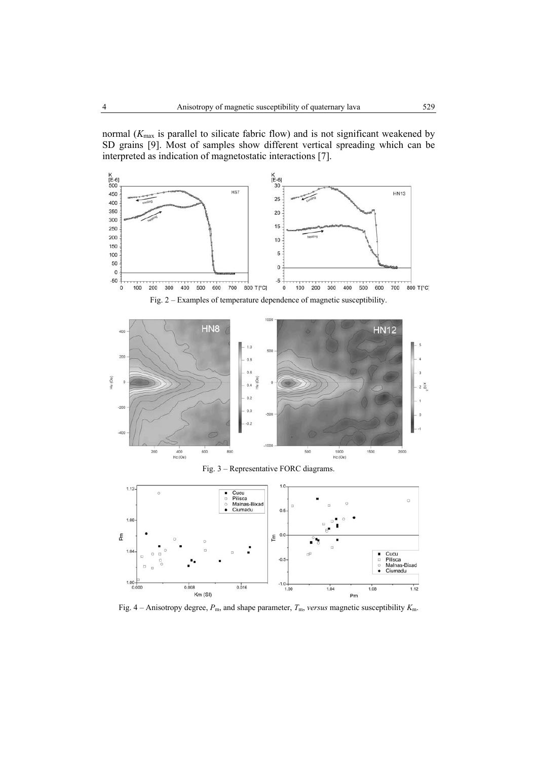normal ($K_{max}$ is parallel to silicate fabric flow) and is not significant weakened by SD grains [9]. Most of samples show different vertical spreading which can be interpreted as indication of magnetostatic interactions [7].

Fig. 2 – Examples of temperature dependence of magnetic susceptibility.

Fig. 3 – Representative FORC diagrams.

Fig. 4 – Anisotropy degree, $P_m$, and shape parameter, $T_m$, *versus* magnetic susceptibility $K_m$.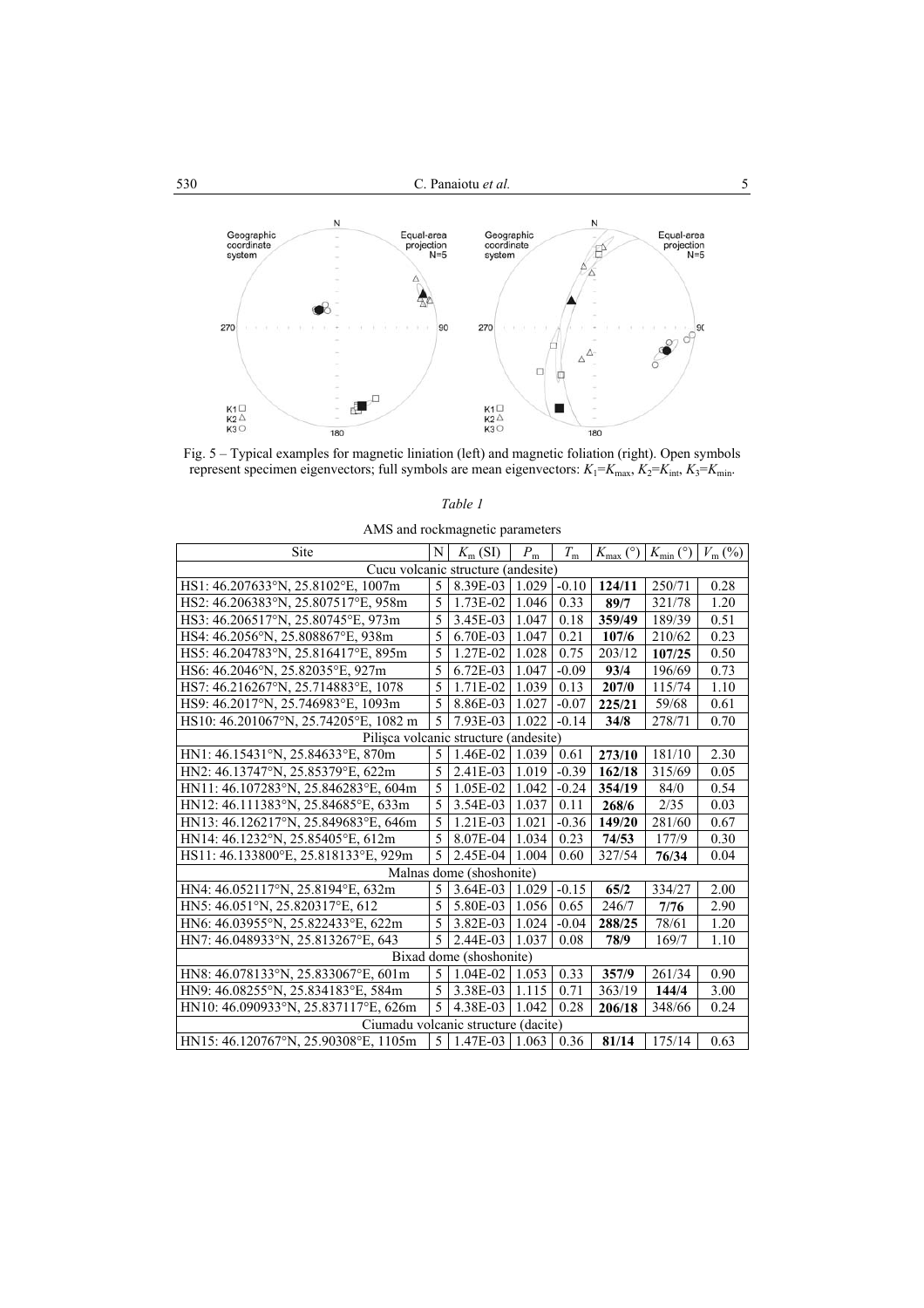Fig. 5 – Typical examples for magnetic liniation (left) and magnetic foliation (right). Open symbols represent specimen eigenvectors; full symbols are mean eigenvectors: $K_1$=$K_{\max}$, $K_2$=$K_{\text{int}}$, $K_3$=$K_{\min}$.

*Table 1*

AMS and rockmagnetic parameters

| Site | N | $K_m$ (SI) | $P_m$ | $T_m$ | $K_{\max}$ (°) | $K_{\min}$ (°) | $V_m$ (%) |
|---|---|---|---|---|---|---|---|
| Cucu volcanic structure (andesite) | | | | | | | |
| HS1: 46.207633°N, 25.8102°E, 1007m | 5 | 8.39E-03 | 1.029 | -0.10 | **124/11** | 250/71 | 0.28 |
| HS2: 46.206383°N, 25.807517°E, 958m | 5 | 1.73E-02 | 1.046 | 0.33 | **89/7** | 321/78 | 1.20 |
| HS3: 46.206517°N, 25.80745°E, 973m | 5 | 3.45E-03 | 1.047 | 0.18 | **359/49** | 189/39 | 0.51 |
| HS4: 46.2056°N, 25.808867°E, 938m | 5 | 6.70E-03 | 1.047 | 0.21 | **107/6** | 210/62 | 0.23 |
| HS5: 46.204783°N, 25.816417°E, 895m | 5 | 1.27E-02 | 1.028 | 0.75 | 203/12 | **107/25** | 0.50 |
| HS6: 46.2046°N, 25.82035°E, 927m | 5 | 6.72E-03 | 1.047 | -0.09 | **93/4** | 196/69 | 0.73 |
| HS7: 46.216267°N, 25.714883°E, 1078 | 5 | 1.71E-02 | 1.039 | 0.13 | **207/0** | 115/74 | 1.10 |
| HS9: 46.2017°N, 25.746983°E, 1093m | 5 | 8.86E-03 | 1.027 | -0.07 | **225/21** | 59/68 | 0.61 |
| HS10: 46.201067°N, 25.74205°E, 1082 m | 5 | 7.93E-03 | 1.022 | -0.14 | **34/8** | 278/71 | 0.70 |
| Pilişca volcanic structure (andesite) | | | | | | | |
| HN1: 46.15431°N, 25.84633°E, 870m | 5 | 1.46E-02 | 1.039 | 0.61 | **273/10** | 181/10 | 2.30 |
| HN2: 46.13747°N, 25.85379°E, 622m | 5 | 2.41E-03 | 1.019 | -0.39 | **162/18** | 315/69 | 0.05 |
| HN11: 46.107283°N, 25.846283°E, 604m | 5 | 1.05E-02 | 1.042 | -0.24 | **354/19** | 84/0 | 0.54 |
| HN12: 46.111383°N, 25.84685°E, 633m | 5 | 3.54E-03 | 1.037 | 0.11 | **268/6** | 2/35 | 0.03 |
| HN13: 46.126217°N, 25.849683°E, 646m | 5 | 1.21E-03 | 1.021 | -0.36 | **149/20** | 281/60 | 0.67 |
| HN14: 46.1232°N, 25.85405°E, 612m | 5 | 8.07E-04 | 1.034 | 0.23 | **74/53** | 177/9 | 0.30 |
| HS11: 46.133800°E, 25.818133°E, 929m | 5 | 2.45E-04 | 1.004 | 0.60 | 327/54 | **76/34** | 0.04 |
| Malnas dome (shoshonite) | | | | | | | |
| HN4: 46.052117°N, 25.8194°E, 632m | 5 | 3.64E-03 | 1.029 | -0.15 | **65/2** | 334/27 | 2.00 |
| HN5: 46.051°N, 25.820317°E, 612 | 5 | 5.80E-03 | 1.056 | 0.65 | 246/7 | **7/76** | 2.90 |
| HN6: 46.03955°N, 25.822433°E, 622m | 5 | 3.82E-03 | 1.024 | -0.04 | **288/25** | 78/61 | 1.20 |
| HN7: 46.048933°N, 25.813267°E, 643 | 5 | 2.44E-03 | 1.037 | 0.08 | **78/9** | 169/7 | 1.10 |
| Bixad dome (shoshonite) | | | | | | | |
| HN8: 46.078133°N, 25.833067°E, 601m | 5 | 1.04E-02 | 1.053 | 0.33 | **357/9** | 261/34 | 0.90 |
| HN9: 46.08255°N, 25.834183°E, 584m | 5 | 3.38E-03 | 1.115 | 0.71 | 363/19 | **144/4** | 3.00 |
| HN10: 46.090933°N, 25.837117°E, 626m | 5 | 4.38E-03 | 1.042 | 0.28 | **206/18** | 348/66 | 0.24 |
| Ciumadu volcanic structure (dacite) | | | | | | | |
| HN15: 46.120767°N, 25.90308°E, 1105m | 5 | 1.47E-03 | 1.063 | 0.36 | **81/14** | 175/14 | 0.63 |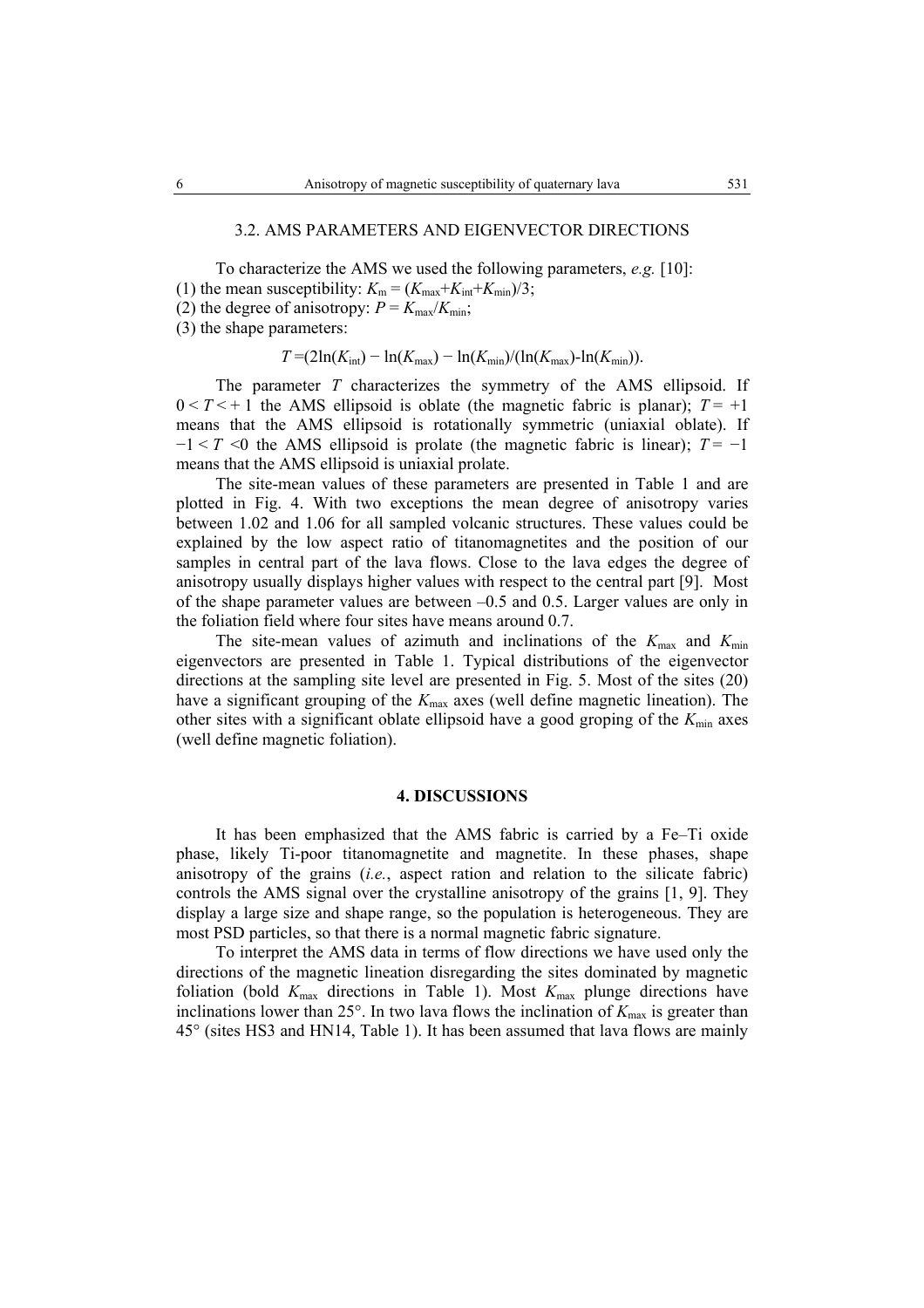### 3.2. AMS PARAMETERS AND EIGENVECTOR DIRECTIONS

To characterize the AMS we used the following parameters, *e.g.* [10]:
(1) the mean susceptibility: $K_m = (K_{max}+K_{int}+K_{min})/3$;
(2) the degree of anisotropy: $P = K_{max}/K_{min}$;
(3) the shape parameters:

$$T = (2\ln(K_{int}) - \ln(K_{max}) - \ln(K_{min})/(\ln(K_{max})-\ln(K_{min})).$$

The parameter $T$ characterizes the symmetry of the AMS ellipsoid. If $0 < T < +1$ the AMS ellipsoid is oblate (the magnetic fabric is planar); $T = +1$ means that the AMS ellipsoid is rotationally symmetric (uniaxial oblate). If $-1 < T < 0$ the AMS ellipsoid is prolate (the magnetic fabric is linear); $T = -1$ means that the AMS ellipsoid is uniaxial prolate.

The site-mean values of these parameters are presented in Table 1 and are plotted in Fig. 4. With two exceptions the mean degree of anisotropy varies between 1.02 and 1.06 for all sampled volcanic structures. These values could be explained by the low aspect ratio of titanomagnetites and the position of our samples in central part of the lava flows. Close to the lava edges the degree of anisotropy usually displays higher values with respect to the central part [9]. Most of the shape parameter values are between –0.5 and 0.5. Larger values are only in the foliation field where four sites have means around 0.7.

The site-mean values of azimuth and inclinations of the $K_{max}$ and $K_{min}$ eigenvectors are presented in Table 1. Typical distributions of the eigenvector directions at the sampling site level are presented in Fig. 5. Most of the sites (20) have a significant grouping of the $K_{max}$ axes (well define magnetic lineation). The other sites with a significant oblate ellipsoid have a good groping of the $K_{min}$ axes (well define magnetic foliation).

## 4. DISCUSSIONS

It has been emphasized that the AMS fabric is carried by a Fe–Ti oxide phase, likely Ti-poor titanomagnetite and magnetite. In these phases, shape anisotropy of the grains (*i.e.*, aspect ration and relation to the silicate fabric) controls the AMS signal over the crystalline anisotropy of the grains [1, 9]. They display a large size and shape range, so the population is heterogeneous. They are most PSD particles, so that there is a normal magnetic fabric signature.

To interpret the AMS data in terms of flow directions we have used only the directions of the magnetic lineation disregarding the sites dominated by magnetic foliation (bold $K_{max}$ directions in Table 1). Most $K_{max}$ plunge directions have inclinations lower than 25°. In two lava flows the inclination of $K_{max}$ is greater than 45° (sites HS3 and HN14, Table 1). It has been assumed that lava flows are mainly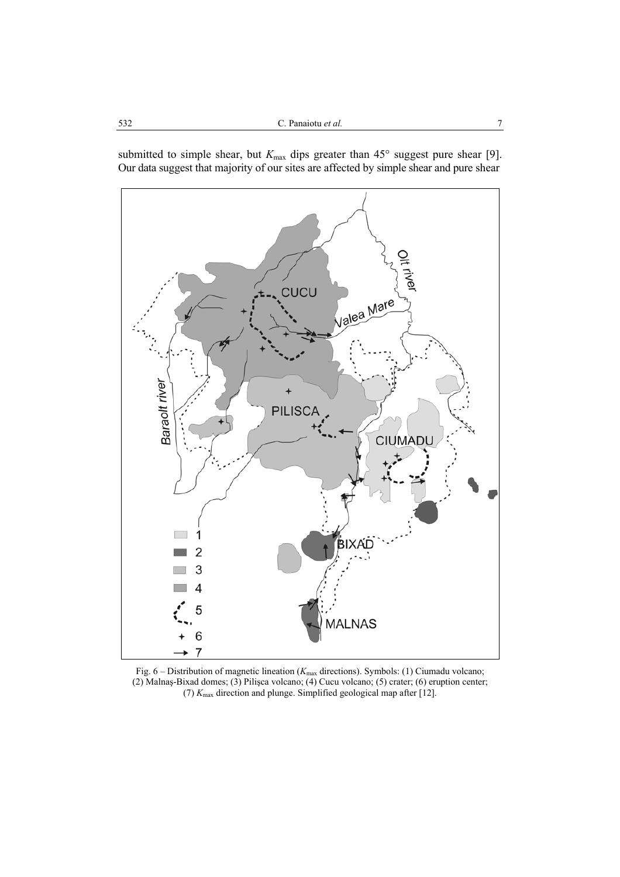submitted to simple shear, but $K_{max}$ dips greater than 45° suggest pure shear [9]. Our data suggest that majority of our sites are affected by simple shear and pure shear

Fig. 6 – Distribution of magnetic lineation ($K_{max}$ directions). Symbols: (1) Ciumadu volcano; (2) Malnaş-Bixad domes; (3) Pilişca volcano; (4) Cucu volcano; (5) crater; (6) eruption center; (7) $K_{max}$ direction and plunge. Simplified geological map after [12].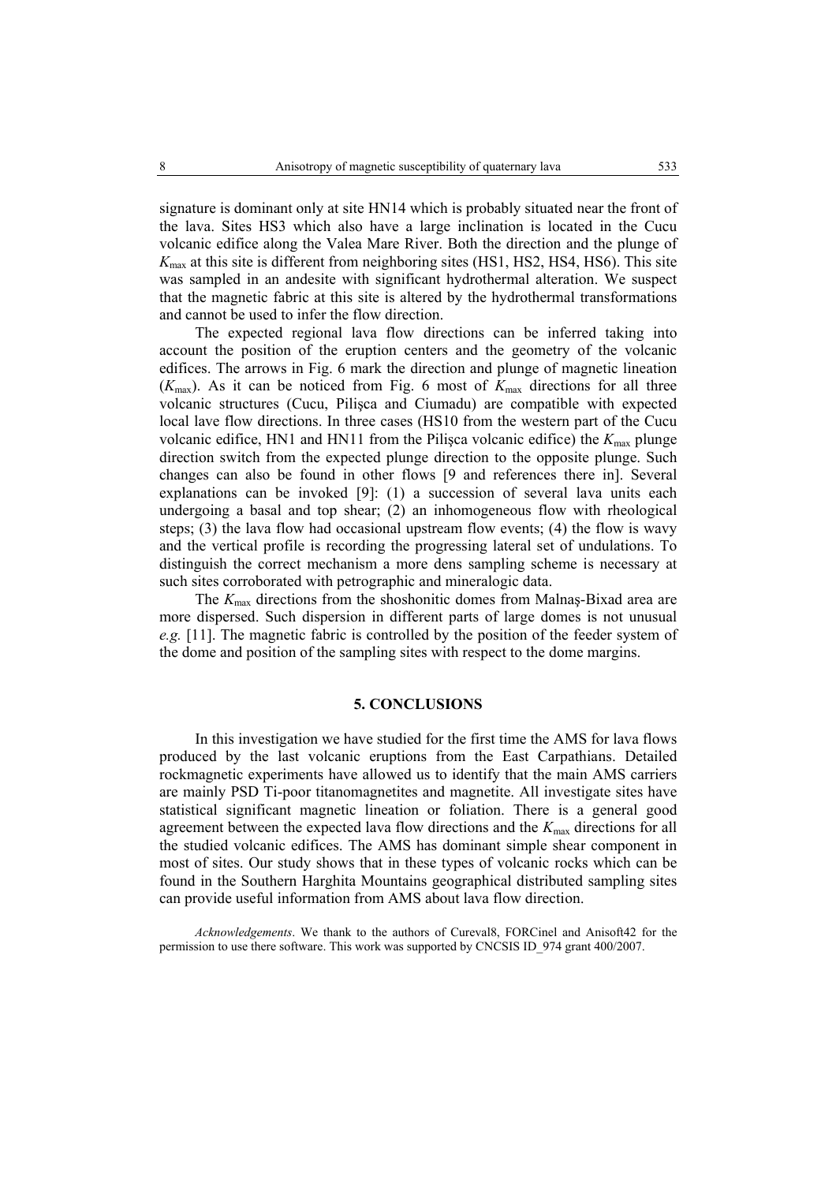signature is dominant only at site HN14 which is probably situated near the front of the lava. Sites HS3 which also have a large inclination is located in the Cucu volcanic edifice along the Valea Mare River. Both the direction and the plunge of $K_{max}$ at this site is different from neighboring sites (HS1, HS2, HS4, HS6). This site was sampled in an andesite with significant hydrothermal alteration. We suspect that the magnetic fabric at this site is altered by the hydrothermal transformations and cannot be used to infer the flow direction.

The expected regional lava flow directions can be inferred taking into account the position of the eruption centers and the geometry of the volcanic edifices. The arrows in Fig. 6 mark the direction and plunge of magnetic lineation ($K_{max}$). As it can be noticed from Fig. 6 most of $K_{max}$ directions for all three volcanic structures (Cucu, Pilişca and Ciumadu) are compatible with expected local lave flow directions. In three cases (HS10 from the western part of the Cucu volcanic edifice, HN1 and HN11 from the Pilişca volcanic edifice) the $K_{max}$ plunge direction switch from the expected plunge direction to the opposite plunge. Such changes can also be found in other flows [9 and references there in]. Several explanations can be invoked [9]: (1) a succession of several lava units each undergoing a basal and top shear; (2) an inhomogeneous flow with rheological steps; (3) the lava flow had occasional upstream flow events; (4) the flow is wavy and the vertical profile is recording the progressing lateral set of undulations. To distinguish the correct mechanism a more dens sampling scheme is necessary at such sites corroborated with petrographic and mineralogic data.

The $K_{max}$ directions from the shoshonitic domes from Malnaş-Bixad area are more dispersed. Such dispersion in different parts of large domes is not unusual *e.g.* [11]. The magnetic fabric is controlled by the position of the feeder system of the dome and position of the sampling sites with respect to the dome margins.

## 5. CONCLUSIONS

In this investigation we have studied for the first time the AMS for lava flows produced by the last volcanic eruptions from the East Carpathians. Detailed rockmagnetic experiments have allowed us to identify that the main AMS carriers are mainly PSD Ti-poor titanomagnetites and magnetite. All investigate sites have statistical significant magnetic lineation or foliation. There is a general good agreement between the expected lava flow directions and the $K_{max}$ directions for all the studied volcanic edifices. The AMS has dominant simple shear component in most of sites. Our study shows that in these types of volcanic rocks which can be found in the Southern Harghita Mountains geographical distributed sampling sites can provide useful information from AMS about lava flow direction.

*Acknowledgements*. We thank to the authors of Cureval8, FORCinel and Anisoft42 for the permission to use there software. This work was supported by CNCSIS ID_974 grant 400/2007.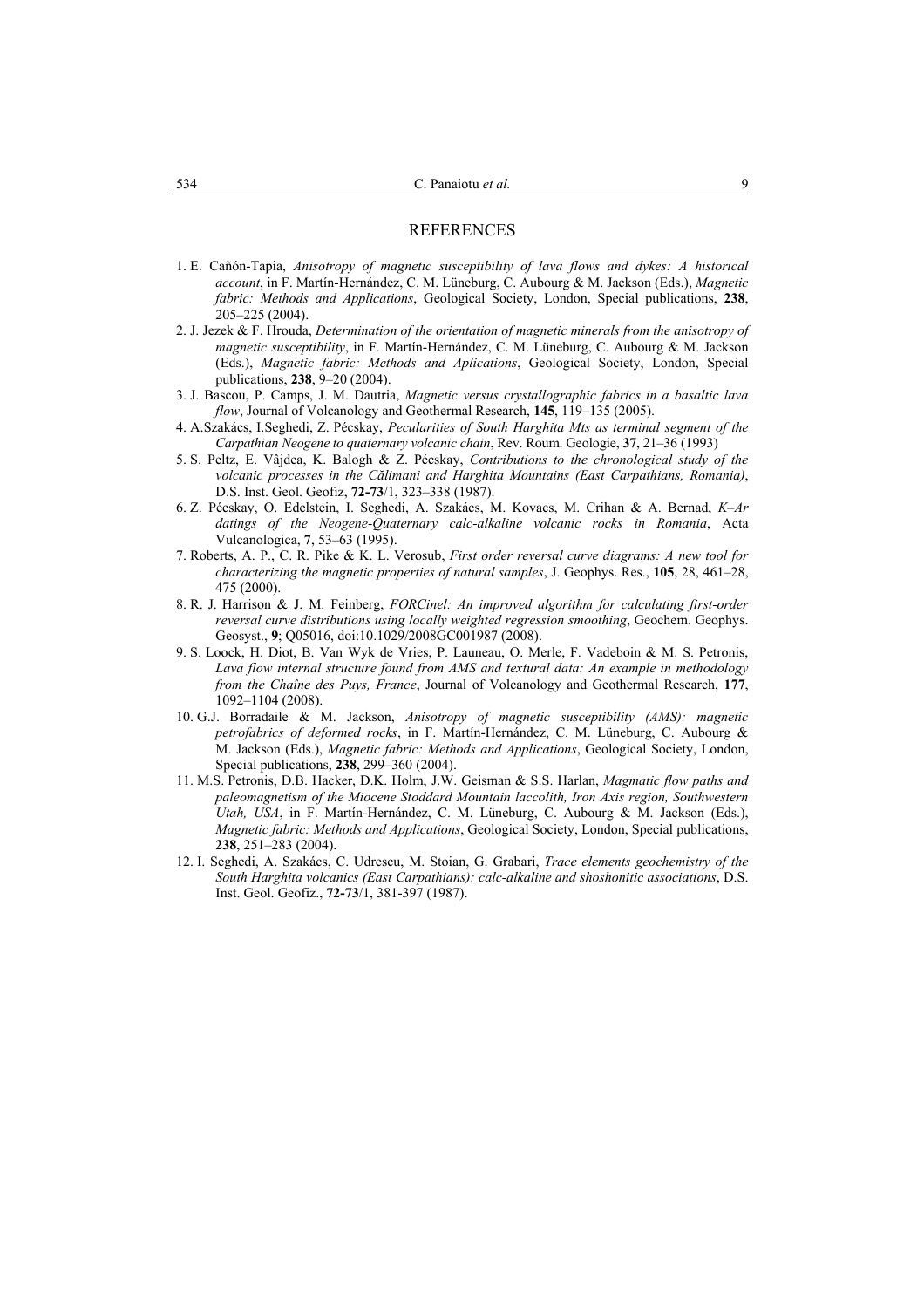## REFERENCES

1. E. Cañón-Tapia, *Anisotropy of magnetic susceptibility of lava flows and dykes: A historical account*, in F. Martín-Hernández, C. M. Lüneburg, C. Aubourg & M. Jackson (Eds.), *Magnetic fabric: Methods and Applications*, Geological Society, London, Special publications, **238**, 205–225 (2004).
2. J. Jezek & F. Hrouda, *Determination of the orientation of magnetic minerals from the anisotropy of magnetic susceptibility*, in F. Martín-Hernández, C. M. Lüneburg, C. Aubourg & M. Jackson (Eds.), *Magnetic fabric: Methods and Aplications*, Geological Society, London, Special publications, **238**, 9–20 (2004).
3. J. Bascou, P. Camps, J. M. Dautria, *Magnetic versus crystallographic fabrics in a basaltic lava flow*, Journal of Volcanology and Geothermal Research, **145**, 119–135 (2005).
4. A.Szakács, I.Seghedi, Z. Pécskay, *Pecularities of South Harghita Mts as terminal segment of the Carpathian Neogene to quaternary volcanic chain*, Rev. Roum. Geologie, **37**, 21–36 (1993)
5. S. Peltz, E. Vâjdea, K. Balogh & Z. Pécskay, *Contributions to the chronological study of the volcanic processes in the Călimani and Harghita Mountains (East Carpathians, Romania)*, D.S. Inst. Geol. Geofiz, **72-73**/1, 323–338 (1987).
6. Z. Pécskay, O. Edelstein, I. Seghedi, A. Szakács, M. Kovacs, M. Crihan & A. Bernad, *K–Ar datings of the Neogene-Quaternary calc-alkaline volcanic rocks in Romania*, Acta Vulcanologica, **7**, 53–63 (1995).
7. Roberts, A. P., C. R. Pike & K. L. Verosub, *First order reversal curve diagrams: A new tool for characterizing the magnetic properties of natural samples*, J. Geophys. Res., **105**, 28, 461–28, 475 (2000).
8. R. J. Harrison & J. M. Feinberg, *FORCinel: An improved algorithm for calculating first-order reversal curve distributions using locally weighted regression smoothing*, Geochem. Geophys. Geosyst., **9**; Q05016, doi:10.1029/2008GC001987 (2008).
9. S. Loock, H. Diot, B. Van Wyk de Vries, P. Launeau, O. Merle, F. Vadeboin & M. S. Petronis, *Lava flow internal structure found from AMS and textural data: An example in methodology from the Chaîne des Puys, France*, Journal of Volcanology and Geothermal Research, **177**, 1092–1104 (2008).
10. G.J. Borradaile & M. Jackson, *Anisotropy of magnetic susceptibility (AMS): magnetic petrofabrics of deformed rocks*, in F. Martín-Hernández, C. M. Lüneburg, C. Aubourg & M. Jackson (Eds.), *Magnetic fabric: Methods and Applications*, Geological Society, London, Special publications, **238**, 299–360 (2004).
11. M.S. Petronis, D.B. Hacker, D.K. Holm, J.W. Geisman & S.S. Harlan, *Magmatic flow paths and paleomagnetism of the Miocene Stoddard Mountain laccolith, Iron Axis region, Southwestern Utah, USA*, in F. Martín-Hernández, C. M. Lüneburg, C. Aubourg & M. Jackson (Eds.), *Magnetic fabric: Methods and Applications*, Geological Society, London, Special publications, **238**, 251–283 (2004).
12. I. Seghedi, A. Szakács, C. Udrescu, M. Stoian, G. Grabari, *Trace elements geochemistry of the South Harghita volcanics (East Carpathians): calc-alkaline and shoshonitic associations*, D.S. Inst. Geol. Geofiz., **72-73**/1, 381-397 (1987).